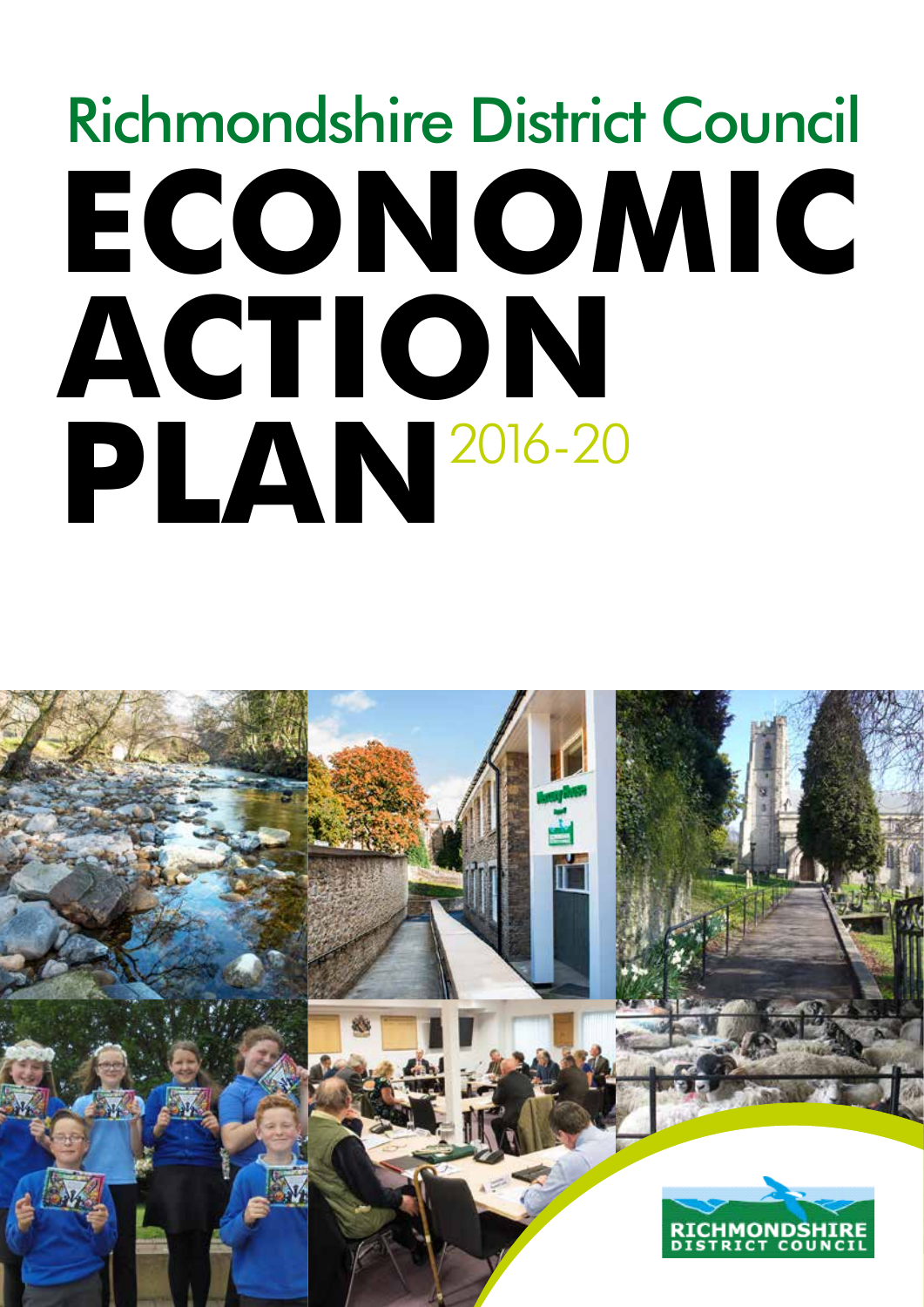Richmondshire District Council

# ECONOMIC ACTION PLAN 2016-20

RICHMONDSHIRE DISTRICT COUNCIL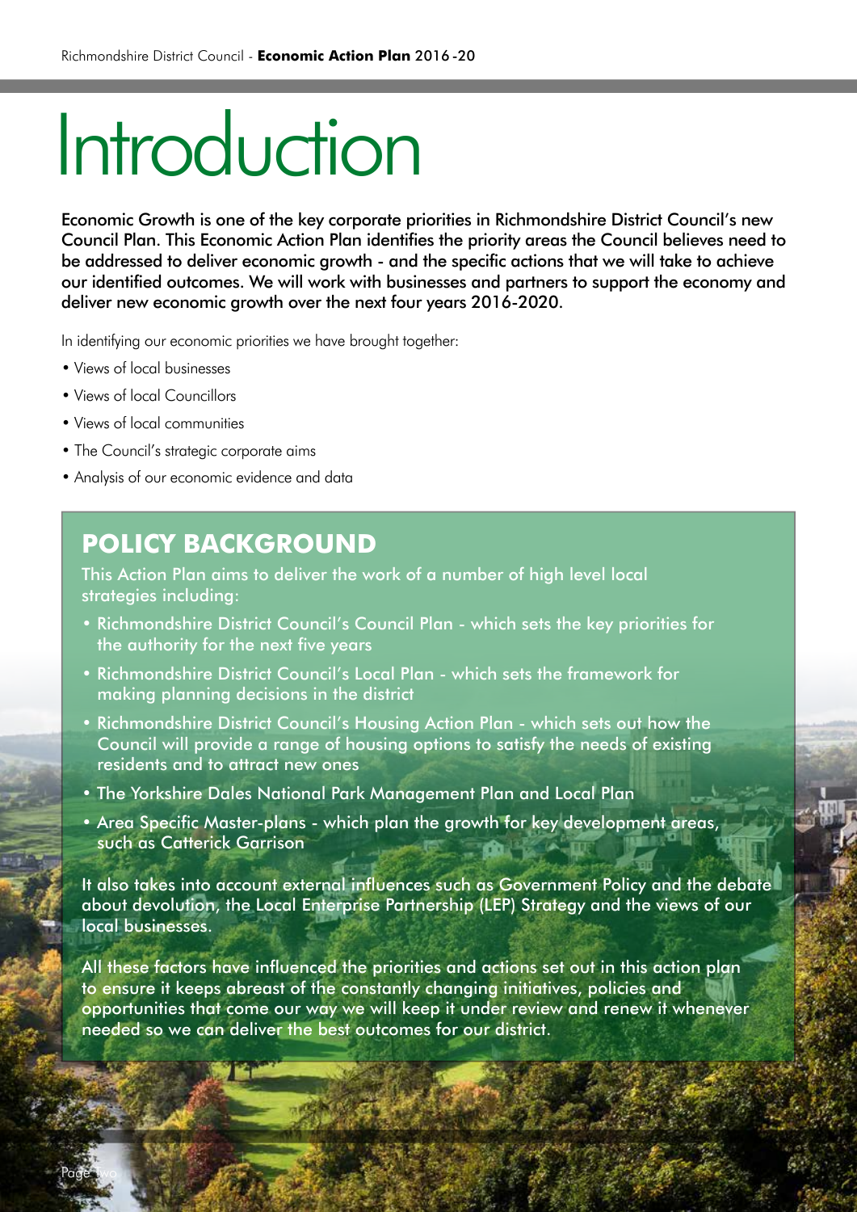# Introduction

Economic Growth is one of the key corporate priorities in Richmondshire District Council's new Council Plan. This Economic Action Plan identifies the priority areas the Council believes need to be addressed to deliver economic growth - and the specific actions that we will take to achieve our identified outcomes. We will work with businesses and partners to support the economy and deliver new economic growth over the next four years 2016-2020.

In identifying our economic priorities we have brought together:

- Views of local businesses
- Views of local Councillors
- Views of local communities
- The Council's strategic corporate aims
- Analysis of our economic evidence and data

## POLICY BACKGROUND

This Action Plan aims to deliver the work of a number of high level local strategies including:

- Richmondshire District Council's Council Plan - which sets the key priorities for the authority for the next five years
- Richmondshire District Council's Local Plan - which sets the framework for making planning decisions in the district
- Richmondshire District Council's Housing Action Plan - which sets out how the Council will provide a range of housing options to satisfy the needs of existing residents and to attract new ones
- The Yorkshire Dales National Park Management Plan and Local Plan
- Area Specific Master-plans - which plan the growth for key development areas, such as Catterick Garrison

It also takes into account external influences such as Government Policy and the debate about devolution, the Local Enterprise Partnership (LEP) Strategy and the views of our local businesses.

All these factors have influenced the priorities and actions set out in this action plan to ensure it keeps abreast of the constantly changing initiatives, policies and opportunities that come our way we will keep it under review and renew it whenever needed so we can deliver the best outcomes for our district.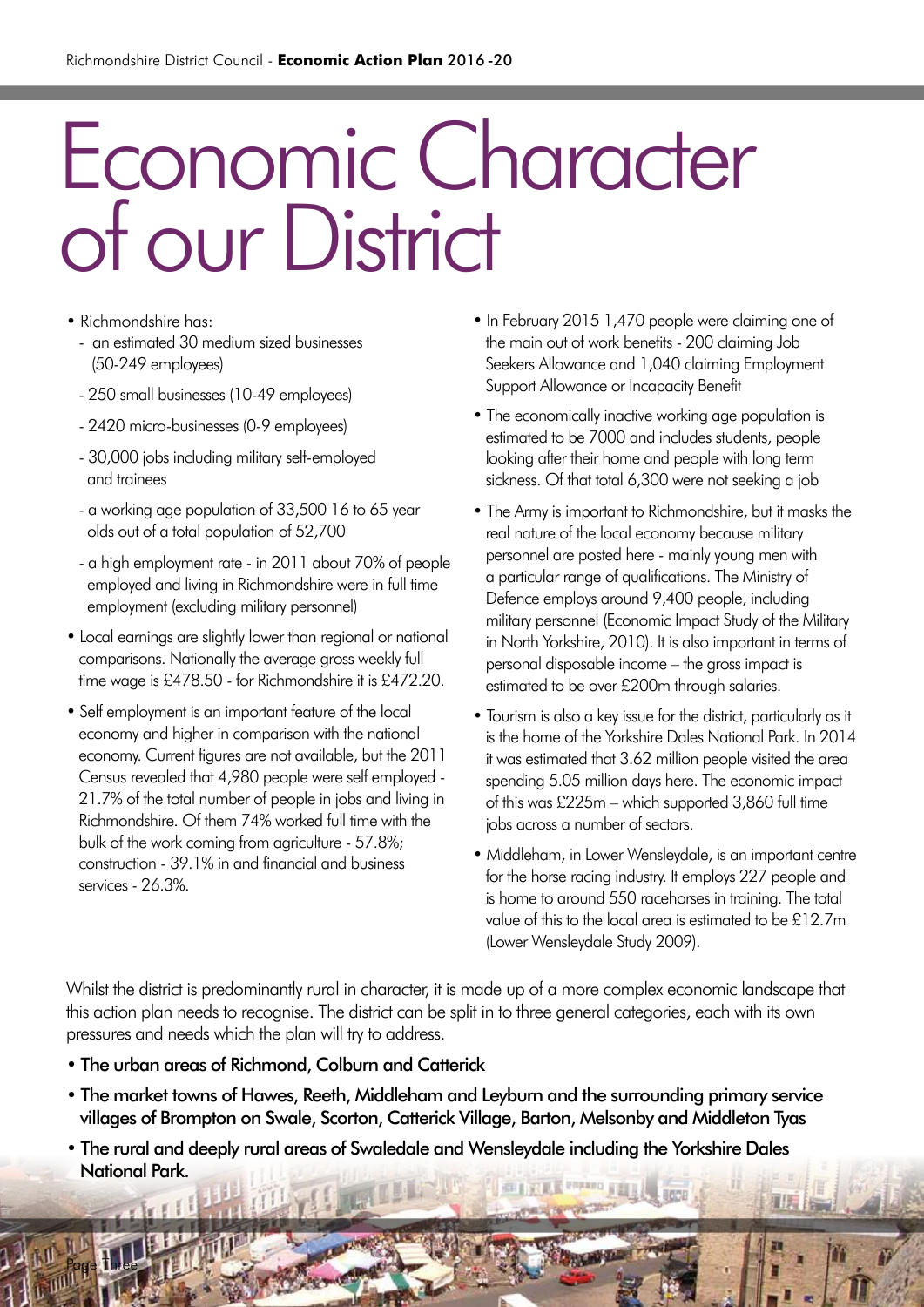# Economic Character of our District

- Richmondshire has:
  - an estimated 30 medium sized businesses (50-249 employees)
  - 250 small businesses (10-49 employees)
  - 2420 micro-businesses (0-9 employees)
  - 30,000 jobs including military self-employed and trainees
  - a working age population of 33,500 16 to 65 year olds out of a total population of 52,700
  - a high employment rate - in 2011 about 70% of people employed and living in Richmondshire were in full time employment (excluding military personnel)
- Local earnings are slightly lower than regional or national comparisons. Nationally the average gross weekly full time wage is £478.50 - for Richmondshire it is £472.20.
- Self employment is an important feature of the local economy and higher in comparison with the national economy. Current figures are not available, but the 2011 Census revealed that 4,980 people were self employed - 21.7% of the total number of people in jobs and living in Richmondshire. Of them 74% worked full time with the bulk of the work coming from agriculture - 57.8%; construction - 39.1% in and financial and business services - 26.3%.
- In February 2015 1,470 people were claiming one of the main out of work benefits - 200 claiming Job Seekers Allowance and 1,040 claiming Employment Support Allowance or Incapacity Benefit
- The economically inactive working age population is estimated to be 7000 and includes students, people looking after their home and people with long term sickness. Of that total 6,300 were not seeking a job
- The Army is important to Richmondshire, but it masks the real nature of the local economy because military personnel are posted here - mainly young men with a particular range of qualifications. The Ministry of Defence employs around 9,400 people, including military personnel (Economic Impact Study of the Military in North Yorkshire, 2010). It is also important in terms of personal disposable income – the gross impact is estimated to be over £200m through salaries.
- Tourism is also a key issue for the district, particularly as it is the home of the Yorkshire Dales National Park. In 2014 it was estimated that 3.62 million people visited the area spending 5.05 million days here. The economic impact of this was £225m – which supported 3,860 full time jobs across a number of sectors.
- Middleham, in Lower Wensleydale, is an important centre for the horse racing industry. It employs 227 people and is home to around 550 racehorses in training. The total value of this to the local area is estimated to be £12.7m (Lower Wensleydale Study 2009).

Whilst the district is predominantly rural in character, it is made up of a more complex economic landscape that this action plan needs to recognise. The district can be split in to three general categories, each with its own pressures and needs which the plan will try to address.

- **The urban areas of Richmond, Colburn and Catterick**
- **The market towns of Hawes, Reeth, Middleham and Leyburn and the surrounding primary service villages of Brompton on Swale, Scorton, Catterick Village, Barton, Melsonby and Middleton Tyas**
- **The rural and deeply rural areas of Swaledale and Wensleydale including the Yorkshire Dales National Park.**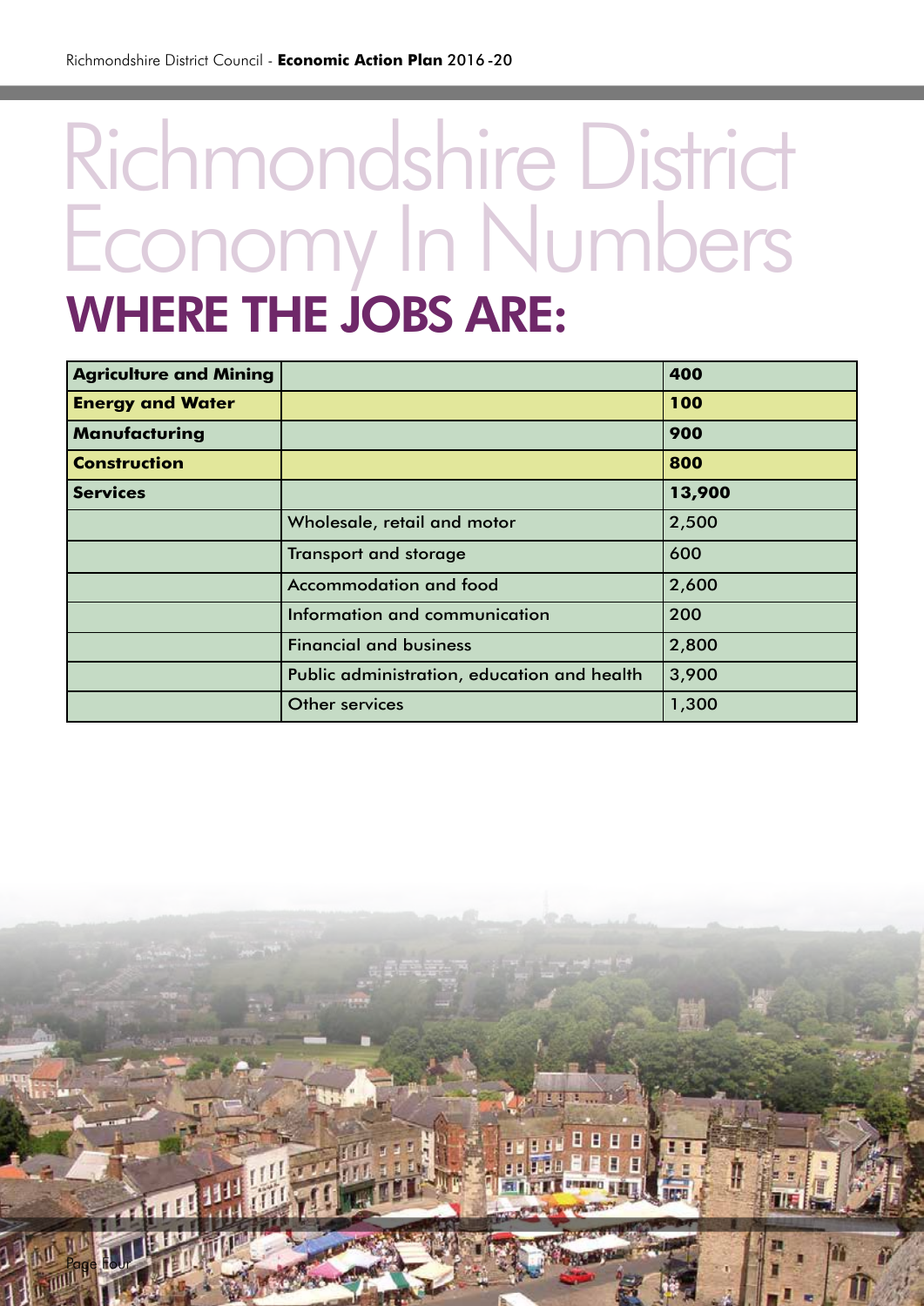# Richmondshire District Economy In Numbers

## WHERE THE JOBS ARE:

| | | |
|---|---|---|
| **Agriculture and Mining** | | **400** |
| **Energy and Water** | | **100** |
| **Manufacturing** | | **900** |
| **Construction** | | **800** |
| **Services** | | **13,900** |
| | Wholesale, retail and motor | 2,500 |
| | Transport and storage | 600 |
| | Accommodation and food | 2,600 |
| | Information and communication | 200 |
| | Financial and business | 2,800 |
| | Public administration, education and health | 3,900 |
| | Other services | 1,300 |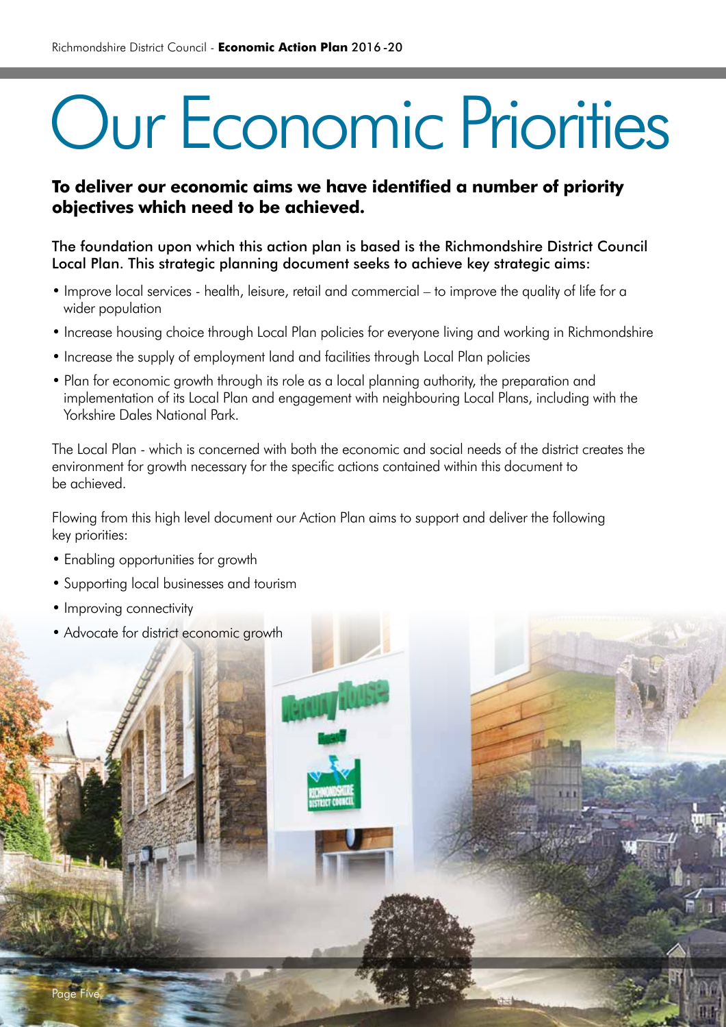# Our Economic Priorities

**To deliver our economic aims we have identified a number of priority objectives which need to be achieved.**

The foundation upon which this action plan is based is the Richmondshire District Council Local Plan. This strategic planning document seeks to achieve key strategic aims:

- Improve local services - health, leisure, retail and commercial – to improve the quality of life for a wider population
- Increase housing choice through Local Plan policies for everyone living and working in Richmondshire
- Increase the supply of employment land and facilities through Local Plan policies
- Plan for economic growth through its role as a local planning authority, the preparation and implementation of its Local Plan and engagement with neighbouring Local Plans, including with the Yorkshire Dales National Park.

The Local Plan - which is concerned with both the economic and social needs of the district creates the environment for growth necessary for the specific actions contained within this document to be achieved.

Flowing from this high level document our Action Plan aims to support and deliver the following key priorities:

- Enabling opportunities for growth
- Supporting local businesses and tourism
- Improving connectivity
- Advocate for district economic growth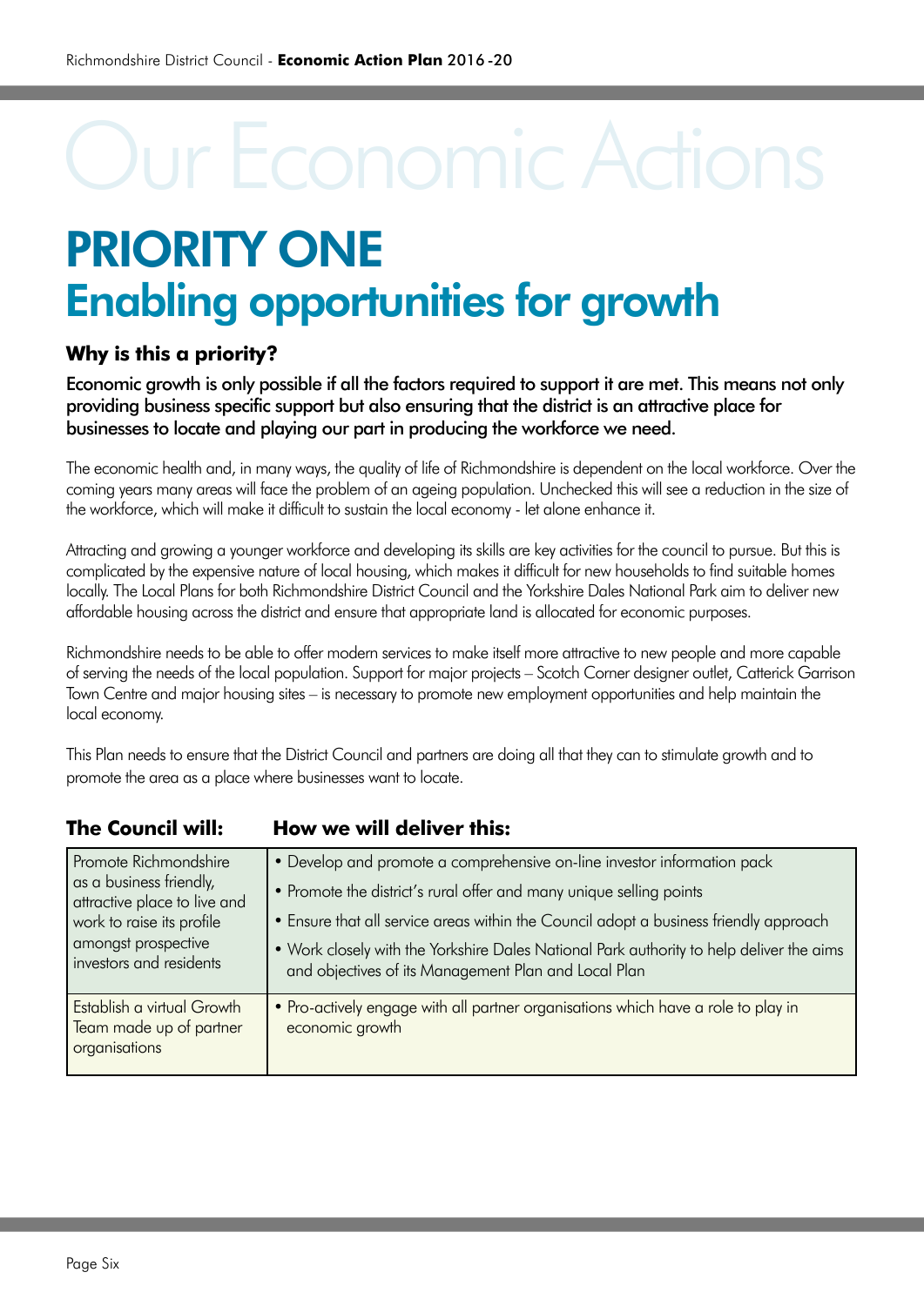# Our Economic Actions

# PRIORITY ONE
## Enabling opportunities for growth

### Why is this a priority?

Economic growth is only possible if all the factors required to support it are met. This means not only providing business specific support but also ensuring that the district is an attractive place for businesses to locate and playing our part in producing the workforce we need.

The economic health and, in many ways, the quality of life of Richmondshire is dependent on the local workforce. Over the coming years many areas will face the problem of an ageing population. Unchecked this will see a reduction in the size of the workforce, which will make it difficult to sustain the local economy - let alone enhance it.

Attracting and growing a younger workforce and developing its skills are key activities for the council to pursue. But this is complicated by the expensive nature of local housing, which makes it difficult for new households to find suitable homes locally. The Local Plans for both Richmondshire District Council and the Yorkshire Dales National Park aim to deliver new affordable housing across the district and ensure that appropriate land is allocated for economic purposes.

Richmondshire needs to be able to offer modern services to make itself more attractive to new people and more capable of serving the needs of the local population. Support for major projects – Scotch Corner designer outlet, Catterick Garrison Town Centre and major housing sites – is necessary to promote new employment opportunities and help maintain the local economy.

This Plan needs to ensure that the District Council and partners are doing all that they can to stimulate growth and to promote the area as a place where businesses want to locate.

| The Council will: | How we will deliver this: |
|---|---|
| Promote Richmondshire as a business friendly, attractive place to live and work to raise its profile amongst prospective investors and residents | • Develop and promote a comprehensive on-line investor information pack<br>• Promote the district's rural offer and many unique selling points<br>• Ensure that all service areas within the Council adopt a business friendly approach<br>• Work closely with the Yorkshire Dales National Park authority to help deliver the aims and objectives of its Management Plan and Local Plan |
| Establish a virtual Growth Team made up of partner organisations | • Pro-actively engage with all partner organisations which have a role to play in economic growth |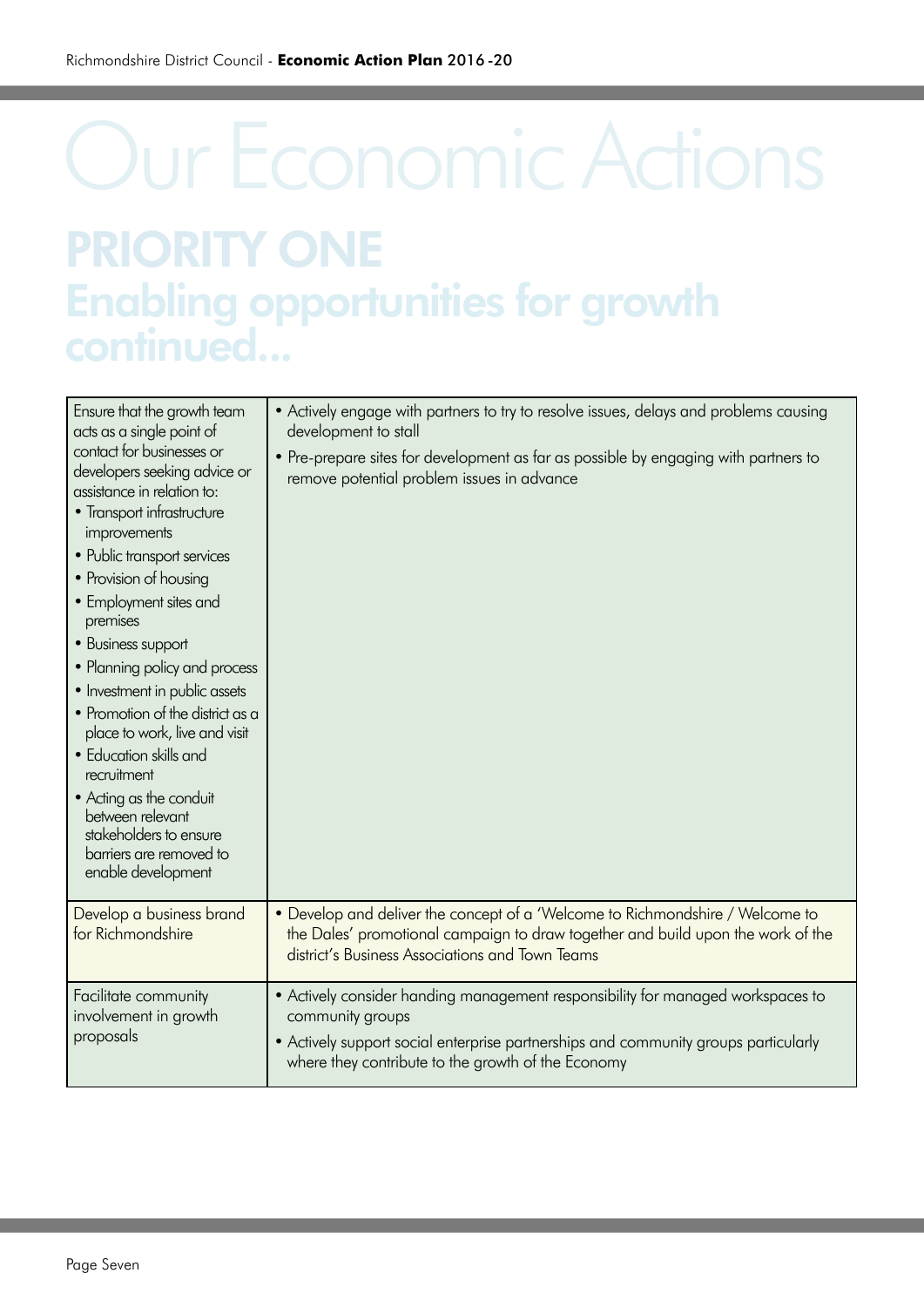# Our Economic Actions

## PRIORITY ONE
## Enabling opportunities for growth continued...

| | |
|---|---|
| Ensure that the growth team acts as a single point of contact for businesses or developers seeking advice or assistance in relation to:<br>• Transport infrastructure improvements<br>• Public transport services<br>• Provision of housing<br>• Employment sites and premises<br>• Business support<br>• Planning policy and process<br>• Investment in public assets<br>• Promotion of the district as a place to work, live and visit<br>• Education skills and recruitment<br>• Acting as the conduit between relevant stakeholders to ensure barriers are removed to enable development | • Actively engage with partners to try to resolve issues, delays and problems causing development to stall<br>• Pre-prepare sites for development as far as possible by engaging with partners to remove potential problem issues in advance |
| Develop a business brand for Richmondshire | • Develop and deliver the concept of a 'Welcome to Richmondshire / Welcome to the Dales' promotional campaign to draw together and build upon the work of the district's Business Associations and Town Teams |
| Facilitate community involvement in growth proposals | • Actively consider handing management responsibility for managed workspaces to community groups<br>• Actively support social enterprise partnerships and community groups particularly where they contribute to the growth of the Economy |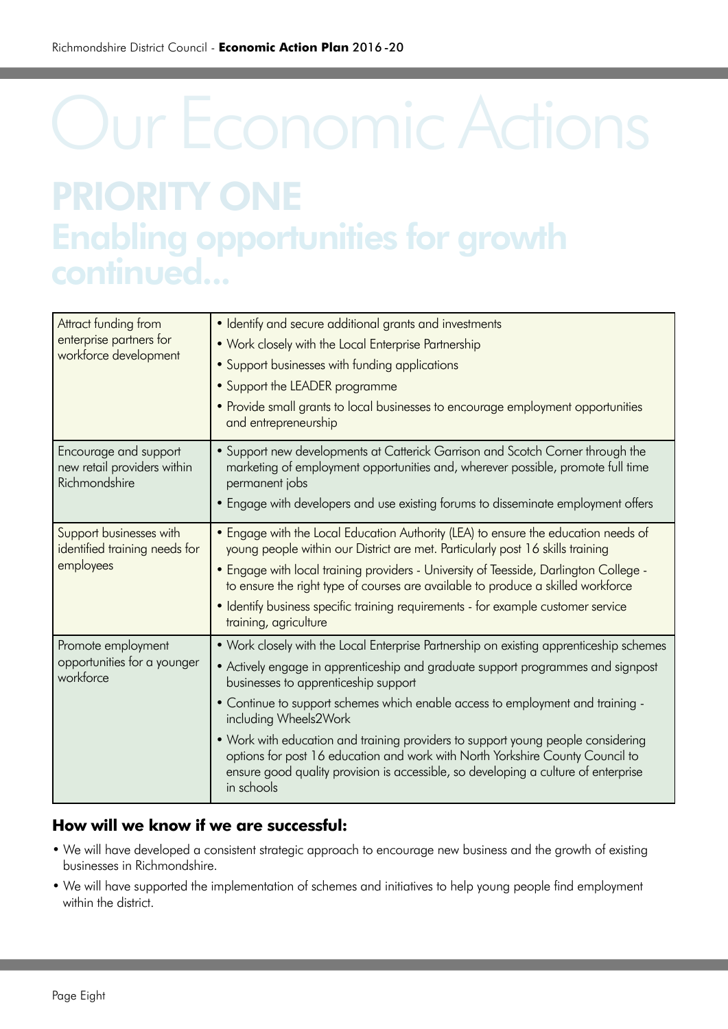# Our Economic Actions

## PRIORITY ONE
## Enabling opportunities for growth continued...

| | |
|---|---|
| Attract funding from enterprise partners for workforce development | • Identify and secure additional grants and investments<br>• Work closely with the Local Enterprise Partnership<br>• Support businesses with funding applications<br>• Support the LEADER programme<br>• Provide small grants to local businesses to encourage employment opportunities and entrepreneurship |
| Encourage and support new retail providers within Richmondshire | • Support new developments at Catterick Garrison and Scotch Corner through the marketing of employment opportunities and, wherever possible, promote full time permanent jobs<br>• Engage with developers and use existing forums to disseminate employment offers |
| Support businesses with identified training needs for employees | • Engage with the Local Education Authority (LEA) to ensure the education needs of young people within our District are met. Particularly post 16 skills training<br>• Engage with local training providers - University of Teesside, Darlington College - to ensure the right type of courses are available to produce a skilled workforce<br>• Identify business specific training requirements - for example customer service training, agriculture |
| Promote employment opportunities for a younger workforce | • Work closely with the Local Enterprise Partnership on existing apprenticeship schemes<br>• Actively engage in apprenticeship and graduate support programmes and signpost businesses to apprenticeship support<br>• Continue to support schemes which enable access to employment and training - including Wheels2Work<br>• Work with education and training providers to support young people considering options for post 16 education and work with North Yorkshire County Council to ensure good quality provision is accessible, so developing a culture of enterprise in schools |

### How will we know if we are successful:

- We will have developed a consistent strategic approach to encourage new business and the growth of existing businesses in Richmondshire.
- We will have supported the implementation of schemes and initiatives to help young people find employment within the district.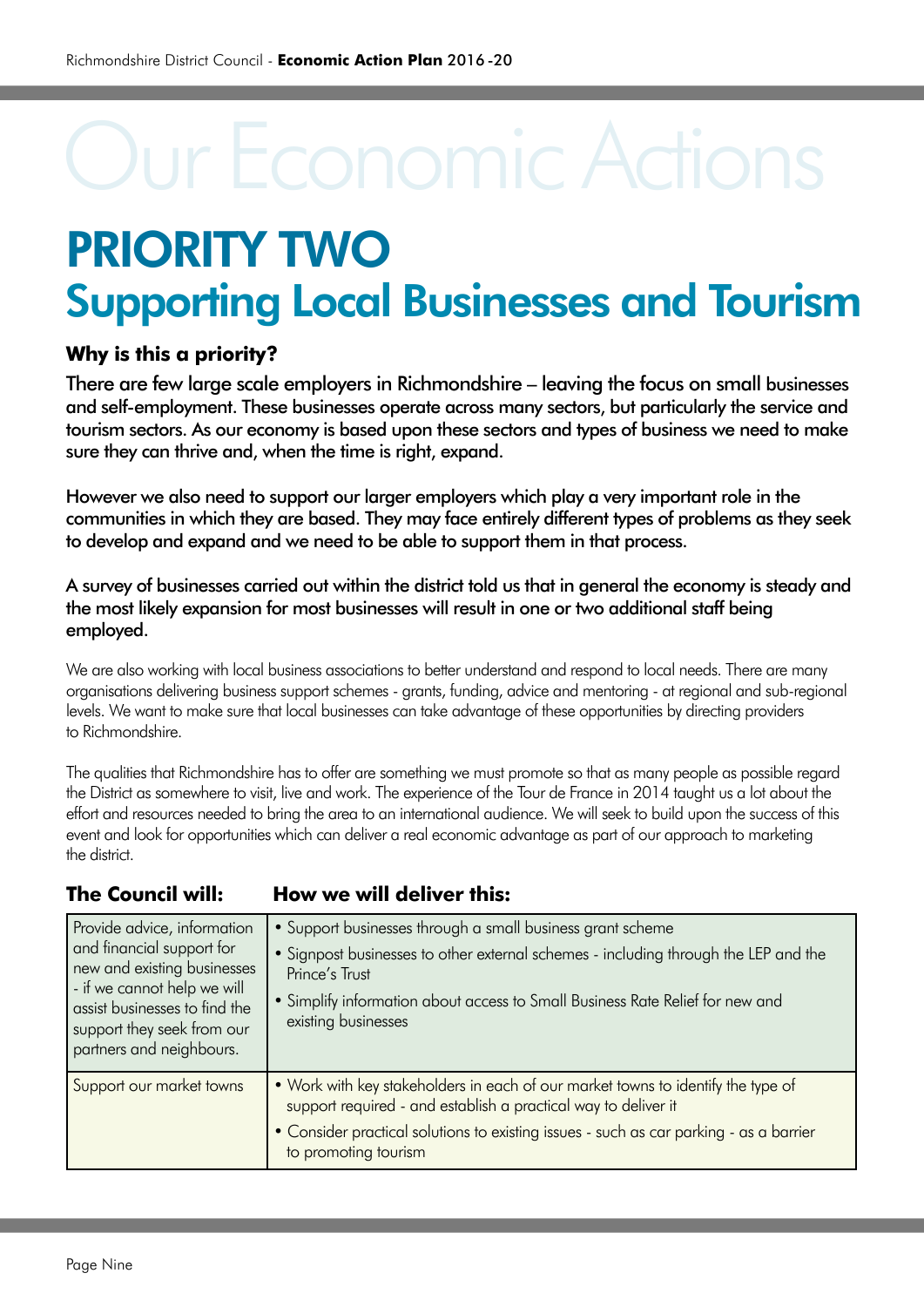# Our Economic Actions

# PRIORITY TWO

## Supporting Local Businesses and Tourism

### Why is this a priority?

There are few large scale employers in Richmondshire – leaving the focus on small businesses and self-employment. These businesses operate across many sectors, but particularly the service and tourism sectors. As our economy is based upon these sectors and types of business we need to make sure they can thrive and, when the time is right, expand.

However we also need to support our larger employers which play a very important role in the communities in which they are based. They may face entirely different types of problems as they seek to develop and expand and we need to be able to support them in that process.

A survey of businesses carried out within the district told us that in general the economy is steady and the most likely expansion for most businesses will result in one or two additional staff being employed.

We are also working with local business associations to better understand and respond to local needs. There are many organisations delivering business support schemes - grants, funding, advice and mentoring - at regional and sub-regional levels. We want to make sure that local businesses can take advantage of these opportunities by directing providers to Richmondshire.

The qualities that Richmondshire has to offer are something we must promote so that as many people as possible regard the District as somewhere to visit, live and work. The experience of the Tour de France in 2014 taught us a lot about the effort and resources needed to bring the area to an international audience. We will seek to build upon the success of this event and look for opportunities which can deliver a real economic advantage as part of our approach to marketing the district.

| The Council will: | How we will deliver this: |
|---|---|
| Provide advice, information and financial support for new and existing businesses - if we cannot help we will assist businesses to find the support they seek from our partners and neighbours. | • Support businesses through a small business grant scheme<br>• Signpost businesses to other external schemes - including through the LEP and the Prince's Trust<br>• Simplify information about access to Small Business Rate Relief for new and existing businesses |
| Support our market towns | • Work with key stakeholders in each of our market towns to identify the type of support required - and establish a practical way to deliver it<br>• Consider practical solutions to existing issues - such as car parking - as a barrier to promoting tourism |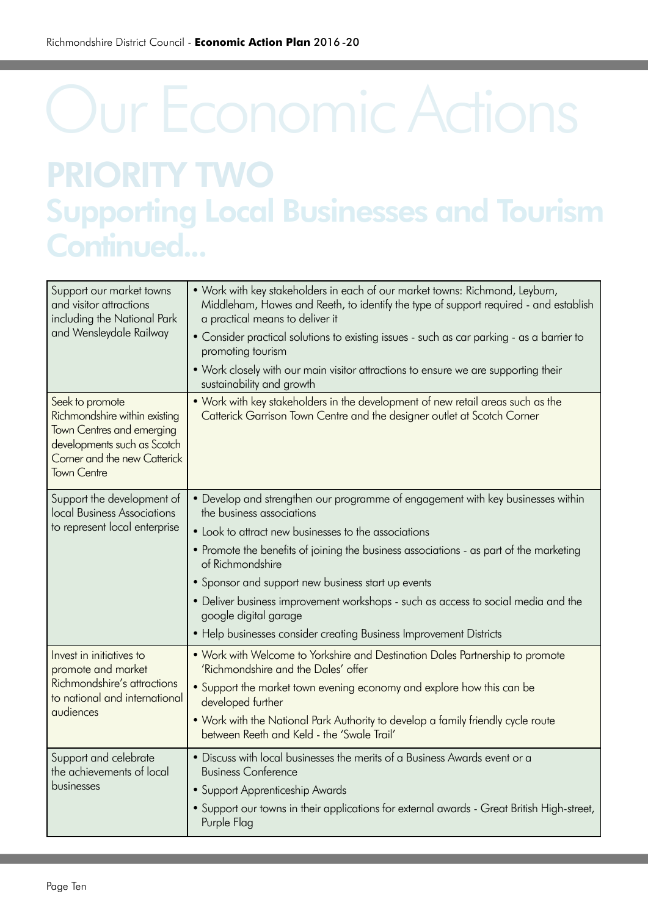# Our Economic Actions

## PRIORITY TWO

## Supporting Local Businesses and Tourism Continued...

| | |
|---|---|
| Support our market towns and visitor attractions including the National Park and Wensleydale Railway | • Work with key stakeholders in each of our market towns: Richmond, Leyburn, Middleham, Hawes and Reeth, to identify the type of support required - and establish a practical means to deliver it<br>• Consider practical solutions to existing issues - such as car parking - as a barrier to promoting tourism<br>• Work closely with our main visitor attractions to ensure we are supporting their sustainability and growth |
| Seek to promote Richmondshire within existing Town Centres and emerging developments such as Scotch Corner and the new Catterick Town Centre | • Work with key stakeholders in the development of new retail areas such as the Catterick Garrison Town Centre and the designer outlet at Scotch Corner |
| Support the development of local Business Associations to represent local enterprise | • Develop and strengthen our programme of engagement with key businesses within the business associations<br>• Look to attract new businesses to the associations<br>• Promote the benefits of joining the business associations - as part of the marketing of Richmondshire<br>• Sponsor and support new business start up events<br>• Deliver business improvement workshops - such as access to social media and the google digital garage<br>• Help businesses consider creating Business Improvement Districts |
| Invest in initiatives to promote and market Richmondshire's attractions to national and international audiences | • Work with Welcome to Yorkshire and Destination Dales Partnership to promote 'Richmondshire and the Dales' offer<br>• Support the market town evening economy and explore how this can be developed further<br>• Work with the National Park Authority to develop a family friendly cycle route between Reeth and Keld - the 'Swale Trail' |
| Support and celebrate the achievements of local businesses | • Discuss with local businesses the merits of a Business Awards event or a Business Conference<br>• Support Apprenticeship Awards<br>• Support our towns in their applications for external awards - Great British High-street, Purple Flag |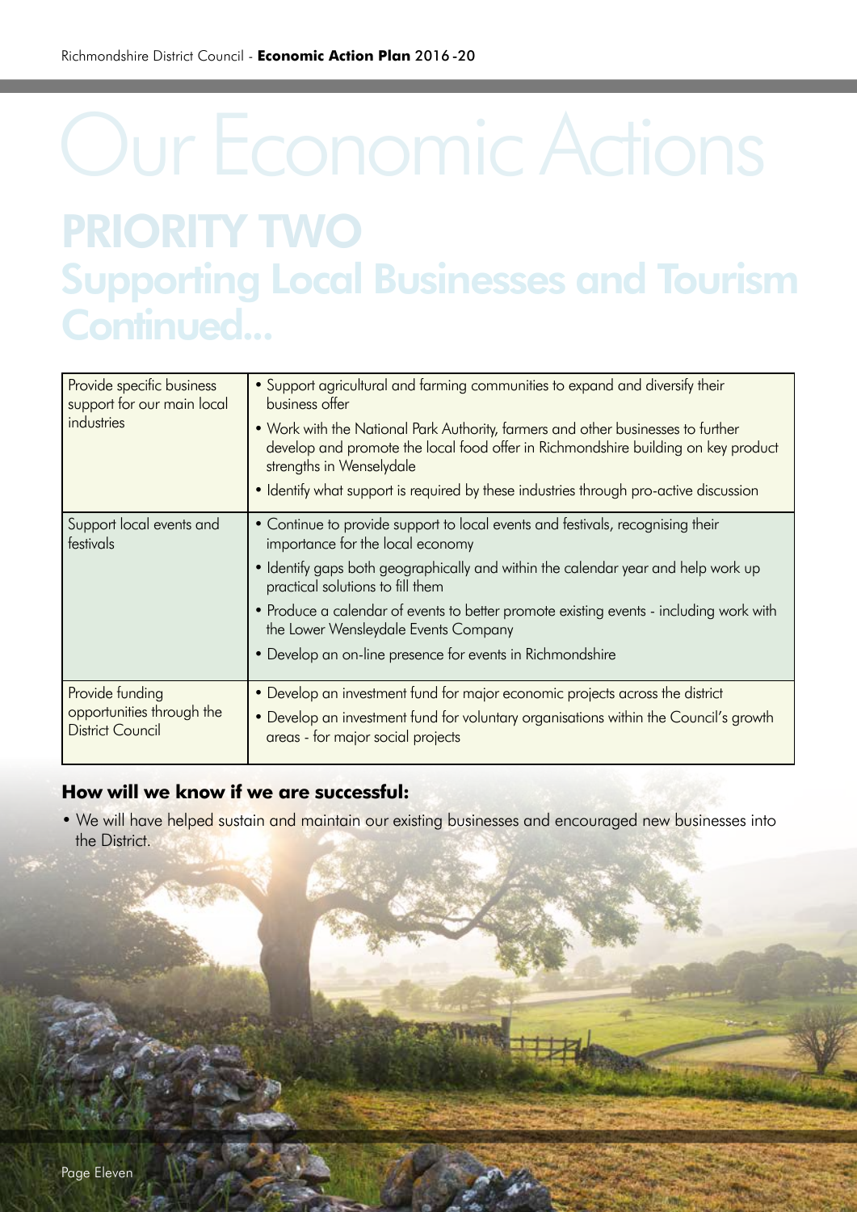# Our Economic Actions

## PRIORITY TWO
## Supporting Local Businesses and Tourism Continued...

| | |
|---|---|
| Provide specific business support for our main local industries | • Support agricultural and farming communities to expand and diversify their business offer<br>• Work with the National Park Authority, farmers and other businesses to further develop and promote the local food offer in Richmondshire building on key product strengths in Wenselydale<br>• Identify what support is required by these industries through pro-active discussion |
| Support local events and festivals | • Continue to provide support to local events and festivals, recognising their importance for the local economy<br>• Identify gaps both geographically and within the calendar year and help work up practical solutions to fill them<br>• Produce a calendar of events to better promote existing events - including work with the Lower Wensleydale Events Company<br>• Develop an on-line presence for events in Richmondshire |
| Provide funding opportunities through the District Council | • Develop an investment fund for major economic projects across the district<br>• Develop an investment fund for voluntary organisations within the Council's growth areas - for major social projects |

**How will we know if we are successful:**

- We will have helped sustain and maintain our existing businesses and encouraged new businesses into the District.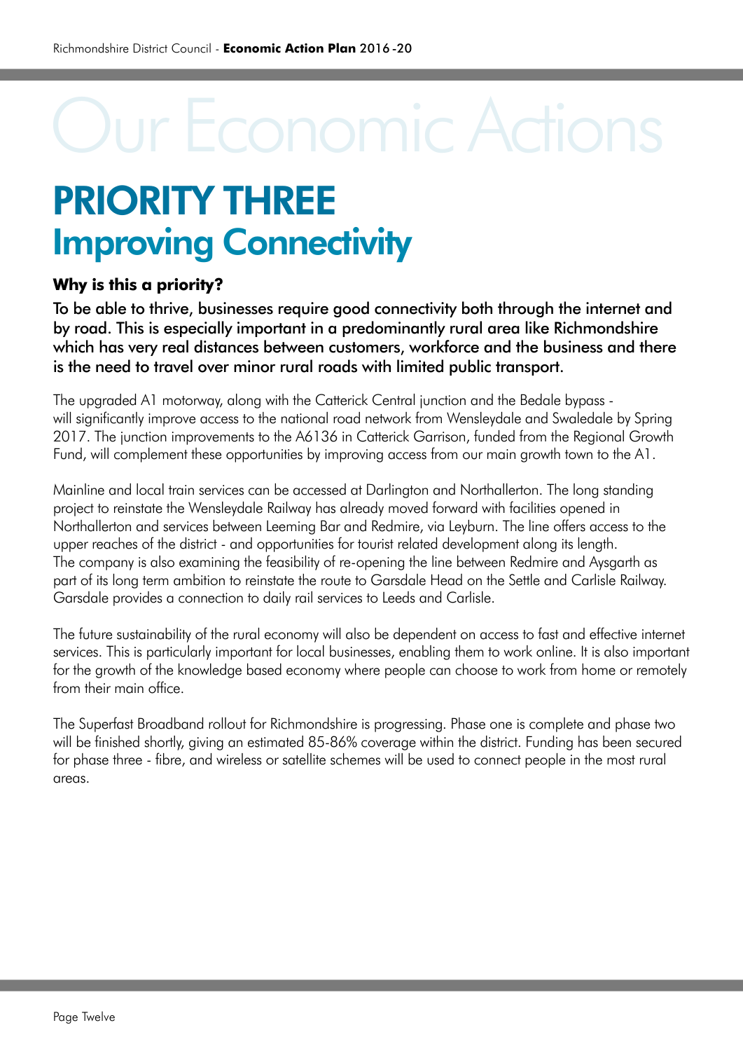# Our Economic Actions

## PRIORITY THREE
## Improving Connectivity

**Why is this a priority?**

To be able to thrive, businesses require good connectivity both through the internet and by road. This is especially important in a predominantly rural area like Richmondshire which has very real distances between customers, workforce and the business and there is the need to travel over minor rural roads with limited public transport.

The upgraded A1 motorway, along with the Catterick Central junction and the Bedale bypass - will significantly improve access to the national road network from Wensleydale and Swaledale by Spring 2017. The junction improvements to the A6136 in Catterick Garrison, funded from the Regional Growth Fund, will complement these opportunities by improving access from our main growth town to the A1.

Mainline and local train services can be accessed at Darlington and Northallerton. The long standing project to reinstate the Wensleydale Railway has already moved forward with facilities opened in Northallerton and services between Leeming Bar and Redmire, via Leyburn. The line offers access to the upper reaches of the district - and opportunities for tourist related development along its length. The company is also examining the feasibility of re-opening the line between Redmire and Aysgarth as part of its long term ambition to reinstate the route to Garsdale Head on the Settle and Carlisle Railway. Garsdale provides a connection to daily rail services to Leeds and Carlisle.

The future sustainability of the rural economy will also be dependent on access to fast and effective internet services. This is particularly important for local businesses, enabling them to work online. It is also important for the growth of the knowledge based economy where people can choose to work from home or remotely from their main office.

The Superfast Broadband rollout for Richmondshire is progressing. Phase one is complete and phase two will be finished shortly, giving an estimated 85-86% coverage within the district. Funding has been secured for phase three - fibre, and wireless or satellite schemes will be used to connect people in the most rural areas.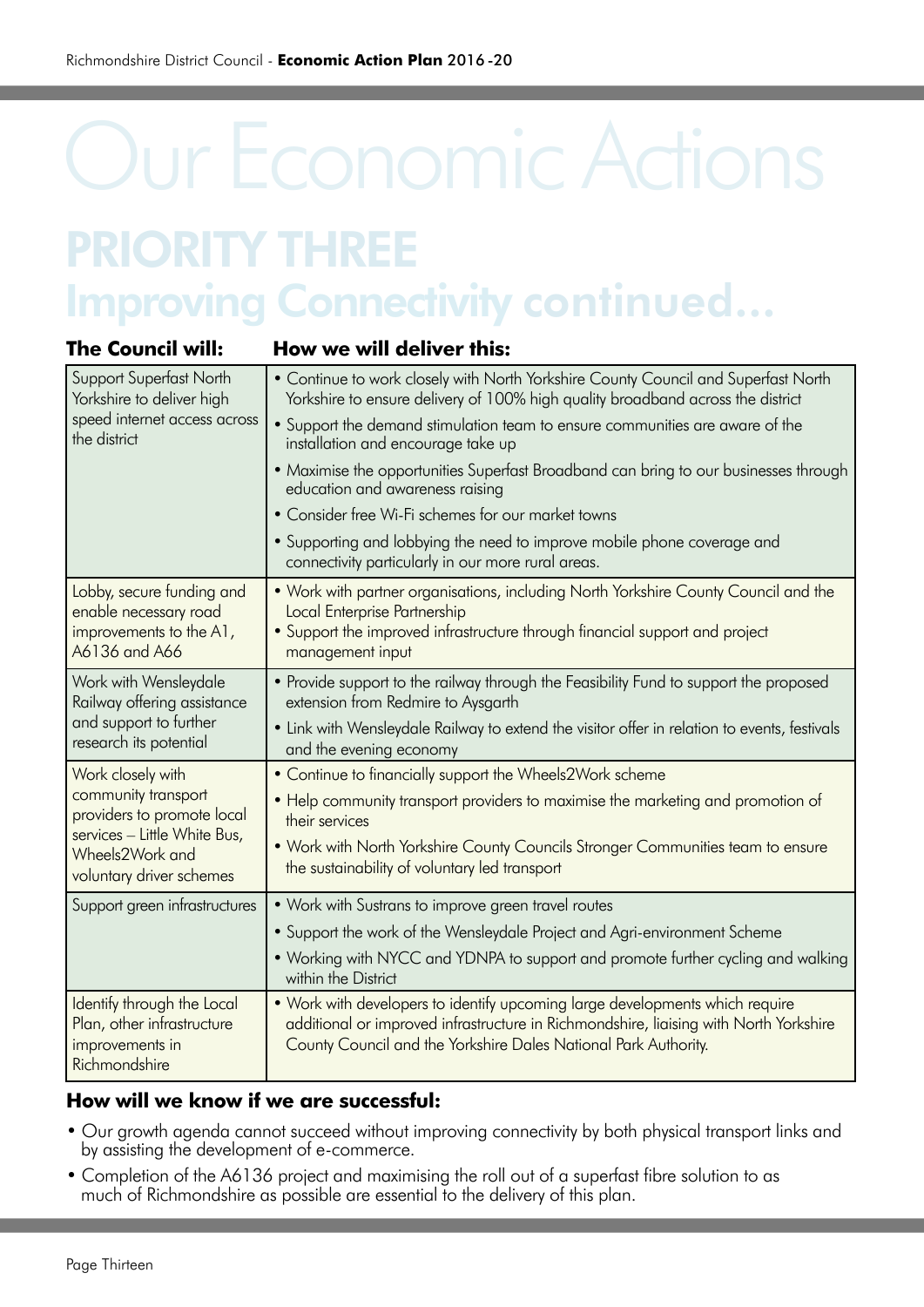# Our Economic Actions

## PRIORITY THREE
## Improving Connectivity continued...

| The Council will: | How we will deliver this: |
|---|---|
| Support Superfast North Yorkshire to deliver high speed internet access across the district | • Continue to work closely with North Yorkshire County Council and Superfast North Yorkshire to ensure delivery of 100% high quality broadband across the district<br>• Support the demand stimulation team to ensure communities are aware of the installation and encourage take up<br>• Maximise the opportunities Superfast Broadband can bring to our businesses through education and awareness raising<br>• Consider free Wi-Fi schemes for our market towns<br>• Supporting and lobbying the need to improve mobile phone coverage and connectivity particularly in our more rural areas. |
| Lobby, secure funding and enable necessary road improvements to the A1, A6136 and A66 | • Work with partner organisations, including North Yorkshire County Council and the Local Enterprise Partnership<br>• Support the improved infrastructure through financial support and project management input |
| Work with Wensleydale Railway offering assistance and support to further research its potential | • Provide support to the railway through the Feasibility Fund to support the proposed extension from Redmire to Aysgarth<br>• Link with Wensleydale Railway to extend the visitor offer in relation to events, festivals and the evening economy |
| Work closely with community transport providers to promote local services – Little White Bus, Wheels2Work and voluntary driver schemes | • Continue to financially support the Wheels2Work scheme<br>• Help community transport providers to maximise the marketing and promotion of their services<br>• Work with North Yorkshire County Councils Stronger Communities team to ensure the sustainability of voluntary led transport |
| Support green infrastructures | • Work with Sustrans to improve green travel routes<br>• Support the work of the Wensleydale Project and Agri-environment Scheme<br>• Working with NYCC and YDNPA to support and promote further cycling and walking within the District |
| Identify through the Local Plan, other infrastructure improvements in Richmondshire | • Work with developers to identify upcoming large developments which require additional or improved infrastructure in Richmondshire, liaising with North Yorkshire County Council and the Yorkshire Dales National Park Authority. |

### How will we know if we are successful:

- Our growth agenda cannot succeed without improving connectivity by both physical transport links and by assisting the development of e-commerce.
- Completion of the A6136 project and maximising the roll out of a superfast fibre solution to as much of Richmondshire as possible are essential to the delivery of this plan.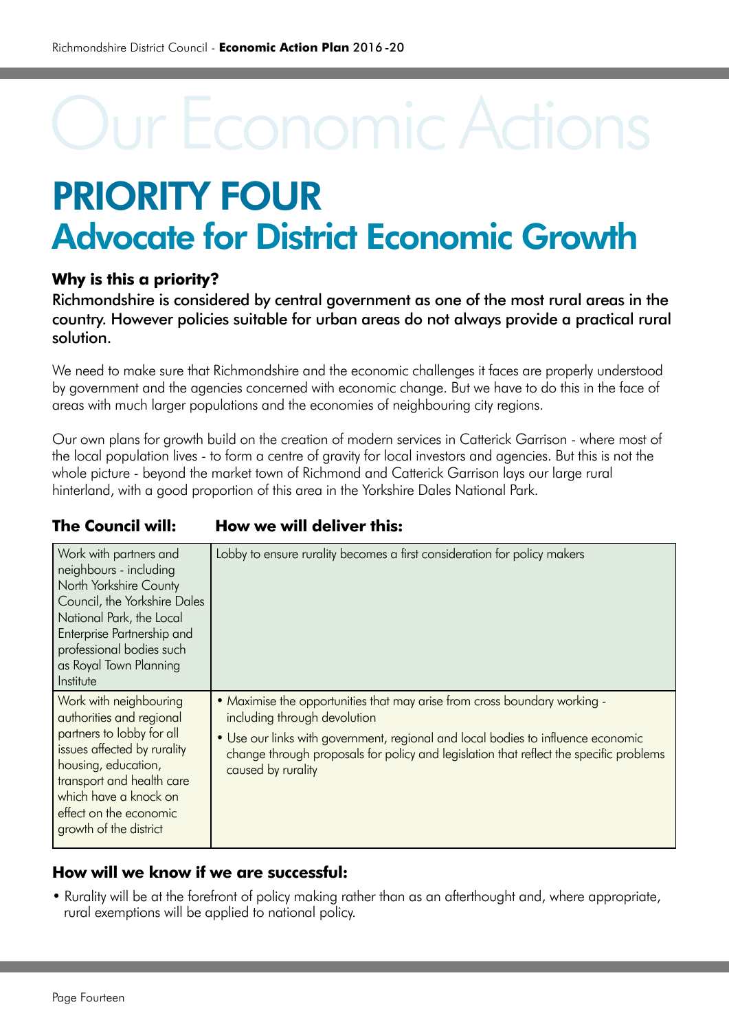# Our Economic Actions

## PRIORITY FOUR
## Advocate for District Economic Growth

**Why is this a priority?**

Richmondshire is considered by central government as one of the most rural areas in the country. However policies suitable for urban areas do not always provide a practical rural solution.

We need to make sure that Richmondshire and the economic challenges it faces are properly understood by government and the agencies concerned with economic change. But we have to do this in the face of areas with much larger populations and the economies of neighbouring city regions.

Our own plans for growth build on the creation of modern services in Catterick Garrison - where most of the local population lives - to form a centre of gravity for local investors and agencies. But this is not the whole picture - beyond the market town of Richmond and Catterick Garrison lays our large rural hinterland, with a good proportion of this area in the Yorkshire Dales National Park.

| The Council will: | How we will deliver this: |
|---|---|
| Work with partners and neighbours - including North Yorkshire County Council, the Yorkshire Dales National Park, the Local Enterprise Partnership and professional bodies such as Royal Town Planning Institute | Lobby to ensure rurality becomes a first consideration for policy makers |
| Work with neighbouring authorities and regional partners to lobby for all issues affected by rurality housing, education, transport and health care which have a knock on effect on the economic growth of the district | • Maximise the opportunities that may arise from cross boundary working - including through devolution<br>• Use our links with government, regional and local bodies to influence economic change through proposals for policy and legislation that reflect the specific problems caused by rurality |

**How will we know if we are successful:**

- Rurality will be at the forefront of policy making rather than as an afterthought and, where appropriate, rural exemptions will be applied to national policy.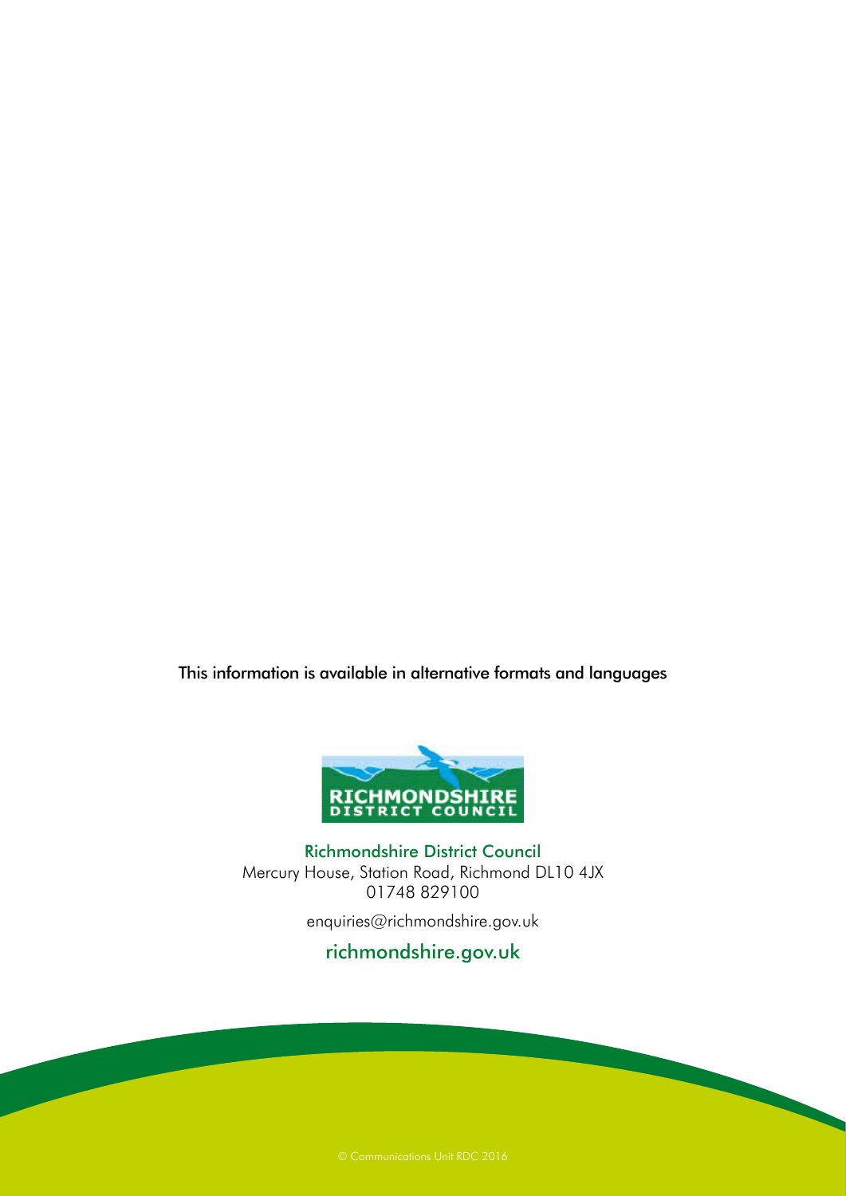This information is available in alternative formats and languages

RICHMONDSHIRE DISTRICT COUNCIL

Richmondshire District Council
Mercury House, Station Road, Richmond DL10 4JX
01748 829100

enquiries@richmondshire.gov.uk

richmondshire.gov.uk

© Communications Unit RDC 2016